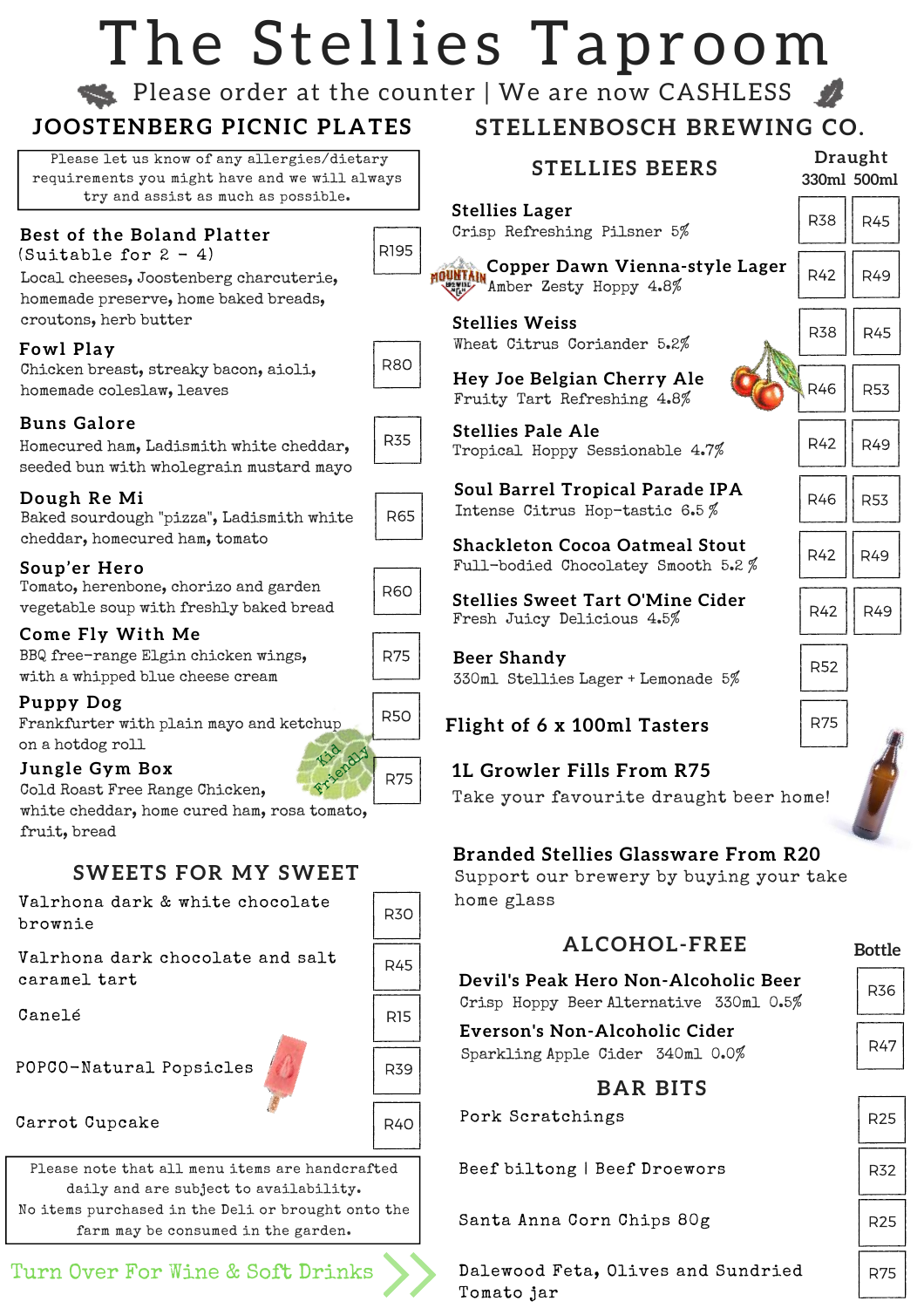# The Stellies Taproom

Please order at the counter | We are now CASHLESS

## JOOSTENBERG PICNIC PLATES

Please let us know of any allergies/dietary requirements you might have and we will always try and assist as much as possible.

**Best of the Boland Platter** (Suitable for 2 - 4) — R195
Local cheeses, Joostenberg charcuterie, homemade preserve, home baked breads, croutons, herb butter

**Fowl Play** — R80
Chicken breast, streaky bacon, aioli, homemade coleslaw, leaves

**Buns Galore** — R35
Homecured ham, Ladismith white cheddar, seeded bun with wholegrain mustard mayo

**Dough Re Mi** — R65
Baked sourdough "pizza", Ladismith white cheddar, homecured ham, tomato

**Soup'er Hero** — R60
Tomato, herenbone, chorizo and garden vegetable soup with freshly baked bread

**Come Fly With Me** — R75
BBQ free-range Elgin chicken wings, with a whipped blue cheese cream

**Puppy Dog** — R50
Frankfurter with plain mayo and ketchup on a hotdog roll

Kid Friendly

**Jungle Gym Box** — R75
Cold Roast Free Range Chicken, white cheddar, home cured ham, rosa tomato, fruit, bread

## SWEETS FOR MY SWEET

| Item | Price |
|---|---|
| Valrhona dark & white chocolate brownie | R30 |
| Valrhona dark chocolate and salt caramel tart | R45 |
| Canelé | R15 |
| POPCO-Natural Popsicles | R39 |
| Carrot Cupcake | R40 |

Please note that all menu items are handcrafted daily and are subject to availability.
No items purchased in the Deli or brought onto the farm may be consumed in the garden.

Turn Over For Wine & Soft Drinks

## STELLENBOSCH BREWING CO.

### STELLIES BEERS

| Beer | Draught 330ml | Draught 500ml |
|---|---|---|
| **Stellies Lager** — Crisp Refreshing Pilsner 5% | R38 | R45 |
| **Copper Dawn Vienna-style Lager** — Amber Zesty Hoppy 4.8% | R42 | R49 |
| **Stellies Weiss** — Wheat Citrus Coriander 5.2% | R38 | R45 |
| **Hey Joe Belgian Cherry Ale** — Fruity Tart Refreshing 4.8% | R46 | R53 |
| **Stellies Pale Ale** — Tropical Hoppy Sessionable 4.7% | R42 | R49 |
| **Soul Barrel Tropical Parade IPA** — Intense Citrus Hop-tastic 6.5 % | R46 | R53 |
| **Shackleton Cocoa Oatmeal Stout** — Full-bodied Chocolatey Smooth 5.2 % | R42 | R49 |
| **Stellies Sweet Tart O'Mine Cider** — Fresh Juicy Delicious 4.5% | R42 | R49 |
| **Beer Shandy** — 330ml Stellies Lager + Lemonade 5% | R52 | |
| **Flight of 6 x 100ml Tasters** | R75 | |

**1L Growler Fills From R75**
Take your favourite draught beer home!

**Branded Stellies Glassware From R20**
Support our brewery by buying your take home glass

### ALCOHOL-FREE

| Item | Bottle |
|---|---|
| **Devil's Peak Hero Non-Alcoholic Beer** — Crisp Hoppy Beer Alternative 330ml 0.5% | R36 |
| **Everson's Non-Alcoholic Cider** — Sparkling Apple Cider 340ml 0.0% | R47 |

### BAR BITS

| Item | Price |
|---|---|
| Pork Scratchings | R25 |
| Beef biltong \| Beef Droewors | R32 |
| Santa Anna Corn Chips 80g | R25 |
| Dalewood Feta, Olives and Sundried Tomato jar | R75 |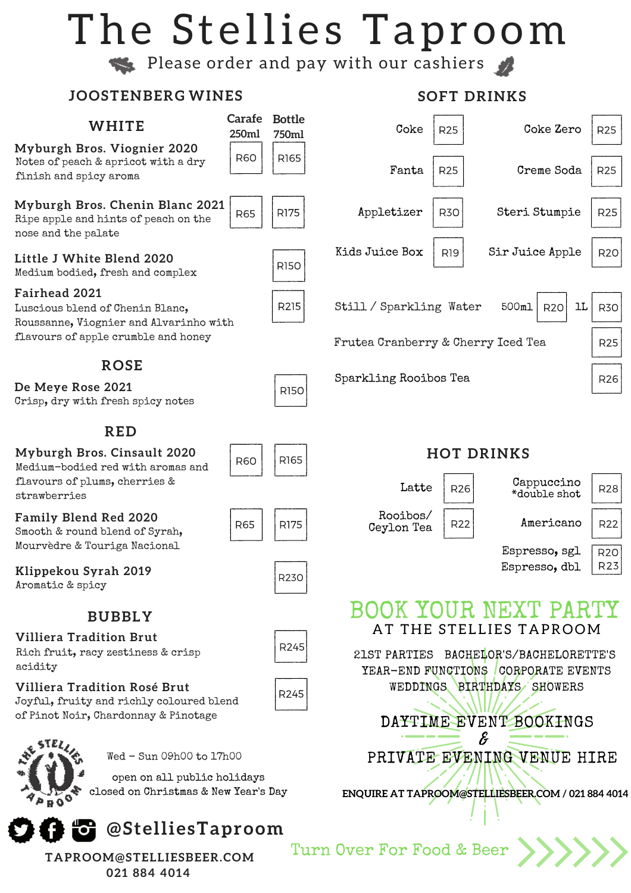# The Stellies Taproom

Please order and pay with our cashiers

## JOOSTENBERG WINES

### WHITE

| | Carafe 250ml | Bottle 750ml |
|---|---|---|
| **Myburgh Bros. Viognier 2020**<br>Notes of peach & apricot with a dry finish and spicy aroma | R60 | R165 |
| **Myburgh Bros. Chenin Blanc 2021**<br>Ripe apple and hints of peach on the nose and the palate | R65 | R175 |
| **Little J White Blend 2020**<br>Medium bodied, fresh and complex | | R150 |
| **Fairhead 2021**<br>Luscious blend of Chenin Blanc, Roussanne, Viognier and Alvarinho with flavours of apple crumble and honey | | R215 |

### ROSE

| | Carafe 250ml | Bottle 750ml |
|---|---|---|
| **De Meye Rose 2021**<br>Crisp, dry with fresh spicy notes | | R150 |

### RED

| | Carafe 250ml | Bottle 750ml |
|---|---|---|
| **Myburgh Bros. Cinsault 2020**<br>Medium-bodied red with aromas and flavours of plums, cherries & strawberries | R60 | R165 |
| **Family Blend Red 2020**<br>Smooth & round blend of Syrah, Mourvèdre & Touriga Nacional | R65 | R175 |
| **Klippekou Syrah 2019**<br>Aromatic & spicy | | R230 |

### BUBBLY

| | Carafe 250ml | Bottle 750ml |
|---|---|---|
| **Villiera Tradition Brut**<br>Rich fruit, racy zestiness & crisp acidity | | R245 |
| **Villiera Tradition Rosé Brut**<br>Joyful, fruity and richly coloured blend of Pinot Noir, Chardonnay & Pinotage | | R245 |

Wed – Sun 09h00 to 17h00

open on all public holidays

closed on Christmas & New Year's Day

@StelliesTaproom

TAPROOM@STELLIESBEER.COM

021 884 4014

## SOFT DRINKS

| | |
|---|---|
| Coke | R25 |
| Coke Zero | R25 |
| Fanta | R25 |
| Creme Soda | R25 |
| Appletizer | R30 |
| Steri Stumpie | R25 |
| Kids Juice Box | R19 |
| Sir Juice Apple | R20 |
| Still / Sparkling Water 500ml | R20 |
| Still / Sparkling Water 1L | R30 |
| Frutea Cranberry & Cherry Iced Tea | R25 |
| Sparkling Rooibos Tea | R26 |

## HOT DRINKS

| | |
|---|---|
| Latte | R26 |
| Cappuccino *double shot | R28 |
| Rooibos/ Ceylon Tea | R22 |
| Americano | R22 |
| Espresso, sgl | R20 |
| Espresso, dbl | R23 |

## BOOK YOUR NEXT PARTY

AT THE STELLIES TAPROOM

21ST PARTIES BACHELOR'S/BACHELORETTE'S YEAR-END FUNCTIONS CORPORATE EVENTS WEDDINGS BIRTHDAYS SHOWERS

DAYTIME EVENT BOOKINGS
&
PRIVATE EVENING VENUE HIRE

ENQUIRE AT TAPROOM@STELLIESBEER.COM / 021 884 4014

Turn Over For Food & Beer